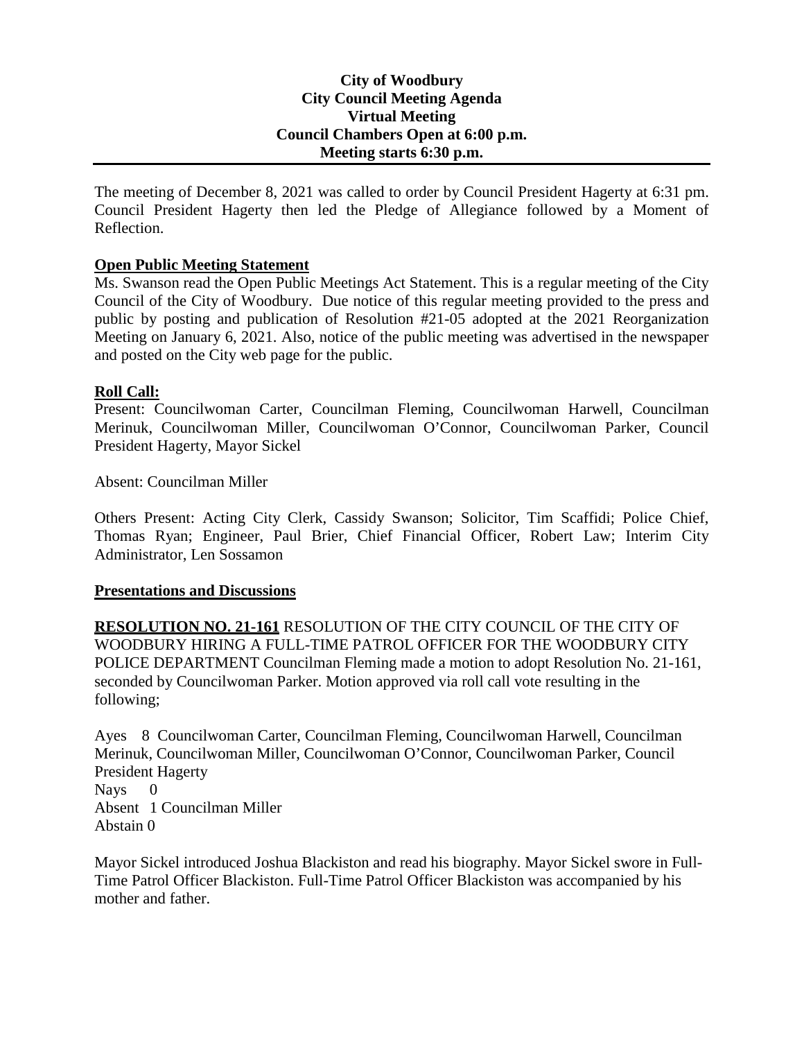**City of Woodbury**
**City Council Meeting Agenda**
**Virtual Meeting**
**Council Chambers Open at 6:00 p.m.**
**Meeting starts 6:30 p.m.**

---

The meeting of December 8, 2021 was called to order by Council President Hagerty at 6:31 pm. Council President Hagerty then led the Pledge of Allegiance followed by a Moment of Reflection.

**Open Public Meeting Statement**

Ms. Swanson read the Open Public Meetings Act Statement. This is a regular meeting of the City Council of the City of Woodbury. Due notice of this regular meeting provided to the press and public by posting and publication of Resolution #21-05 adopted at the 2021 Reorganization Meeting on January 6, 2021. Also, notice of the public meeting was advertised in the newspaper and posted on the City web page for the public.

**Roll Call:**

Present: Councilwoman Carter, Councilman Fleming, Councilwoman Harwell, Councilman Merinuk, Councilwoman Miller, Councilwoman O'Connor, Councilwoman Parker, Council President Hagerty, Mayor Sickel

Absent: Councilman Miller

Others Present: Acting City Clerk, Cassidy Swanson; Solicitor, Tim Scaffidi; Police Chief, Thomas Ryan; Engineer, Paul Brier, Chief Financial Officer, Robert Law; Interim City Administrator, Len Sossamon

**Presentations and Discussions**

**RESOLUTION NO. 21-161** RESOLUTION OF THE CITY COUNCIL OF THE CITY OF WOODBURY HIRING A FULL-TIME PATROL OFFICER FOR THE WOODBURY CITY POLICE DEPARTMENT Councilman Fleming made a motion to adopt Resolution No. 21-161, seconded by Councilwoman Parker. Motion approved via roll call vote resulting in the following;

Ayes 8 Councilwoman Carter, Councilman Fleming, Councilwoman Harwell, Councilman Merinuk, Councilwoman Miller, Councilwoman O'Connor, Councilwoman Parker, Council President Hagerty
Nays 0
Absent 1 Councilman Miller
Abstain 0

Mayor Sickel introduced Joshua Blackiston and read his biography. Mayor Sickel swore in Full-Time Patrol Officer Blackiston. Full-Time Patrol Officer Blackiston was accompanied by his mother and father.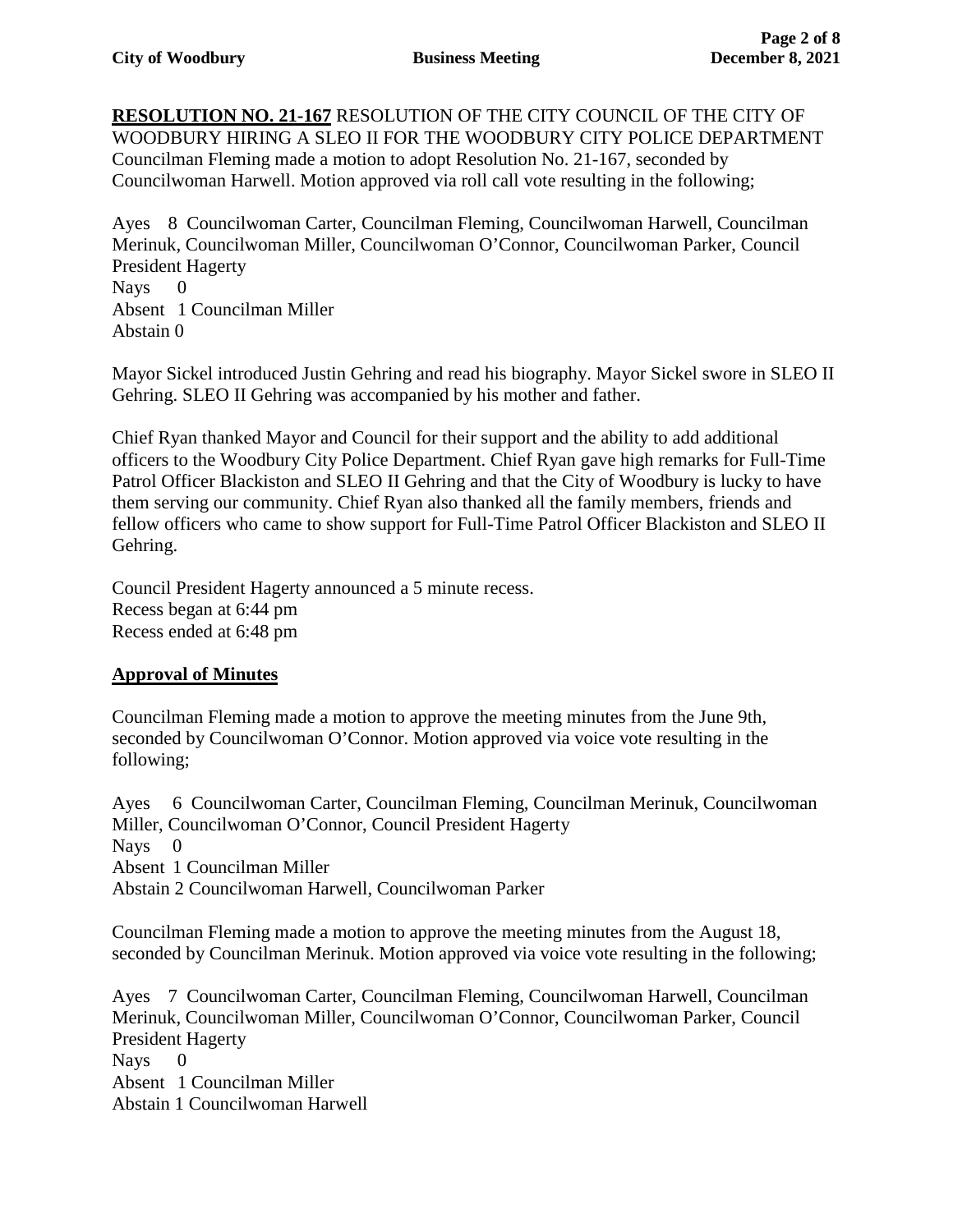**RESOLUTION NO. 21-167** RESOLUTION OF THE CITY COUNCIL OF THE CITY OF WOODBURY HIRING A SLEO II FOR THE WOODBURY CITY POLICE DEPARTMENT
Councilman Fleming made a motion to adopt Resolution No. 21-167, seconded by Councilwoman Harwell. Motion approved via roll call vote resulting in the following;

Ayes 8 Councilwoman Carter, Councilman Fleming, Councilwoman Harwell, Councilman Merinuk, Councilwoman Miller, Councilwoman O'Connor, Councilwoman Parker, Council President Hagerty
Nays 0
Absent 1 Councilman Miller
Abstain 0

Mayor Sickel introduced Justin Gehring and read his biography. Mayor Sickel swore in SLEO II Gehring. SLEO II Gehring was accompanied by his mother and father.

Chief Ryan thanked Mayor and Council for their support and the ability to add additional officers to the Woodbury City Police Department. Chief Ryan gave high remarks for Full-Time Patrol Officer Blackiston and SLEO II Gehring and that the City of Woodbury is lucky to have them serving our community. Chief Ryan also thanked all the family members, friends and fellow officers who came to show support for Full-Time Patrol Officer Blackiston and SLEO II Gehring.

Council President Hagerty announced a 5 minute recess.
Recess began at 6:44 pm
Recess ended at 6:48 pm

## **Approval of Minutes**

Councilman Fleming made a motion to approve the meeting minutes from the June 9th, seconded by Councilwoman O'Connor. Motion approved via voice vote resulting in the following;

Ayes 6 Councilwoman Carter, Councilman Fleming, Councilman Merinuk, Councilwoman Miller, Councilwoman O'Connor, Council President Hagerty
Nays 0
Absent 1 Councilman Miller
Abstain 2 Councilwoman Harwell, Councilwoman Parker

Councilman Fleming made a motion to approve the meeting minutes from the August 18, seconded by Councilman Merinuk. Motion approved via voice vote resulting in the following;

Ayes 7 Councilwoman Carter, Councilman Fleming, Councilwoman Harwell, Councilman Merinuk, Councilwoman Miller, Councilwoman O'Connor, Councilwoman Parker, Council President Hagerty
Nays 0
Absent 1 Councilman Miller
Abstain 1 Councilwoman Harwell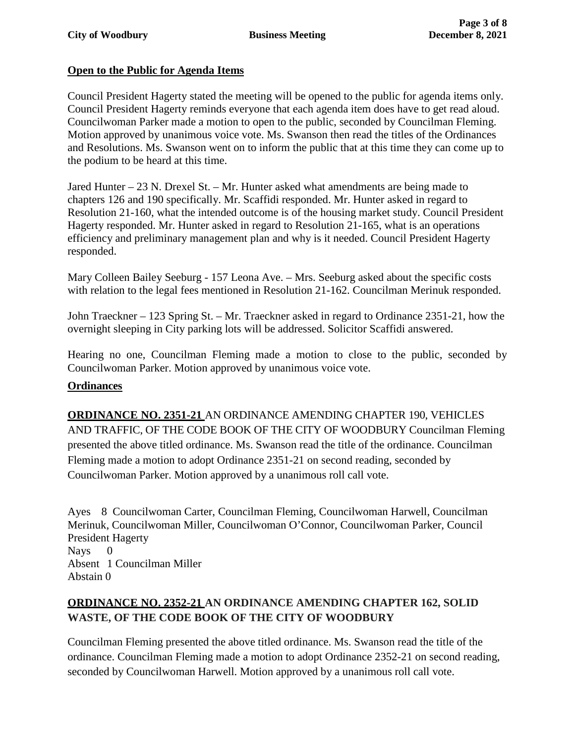## **Open to the Public for Agenda Items**

Council President Hagerty stated the meeting will be opened to the public for agenda items only. Council President Hagerty reminds everyone that each agenda item does have to get read aloud. Councilwoman Parker made a motion to open to the public, seconded by Councilman Fleming. Motion approved by unanimous voice vote. Ms. Swanson then read the titles of the Ordinances and Resolutions. Ms. Swanson went on to inform the public that at this time they can come up to the podium to be heard at this time.

Jared Hunter – 23 N. Drexel St. – Mr. Hunter asked what amendments are being made to chapters 126 and 190 specifically. Mr. Scaffidi responded. Mr. Hunter asked in regard to Resolution 21-160, what the intended outcome is of the housing market study. Council President Hagerty responded. Mr. Hunter asked in regard to Resolution 21-165, what is an operations efficiency and preliminary management plan and why is it needed. Council President Hagerty responded.

Mary Colleen Bailey Seeburg - 157 Leona Ave. – Mrs. Seeburg asked about the specific costs with relation to the legal fees mentioned in Resolution 21-162. Councilman Merinuk responded.

John Traeckner – 123 Spring St. – Mr. Traeckner asked in regard to Ordinance 2351-21, how the overnight sleeping in City parking lots will be addressed. Solicitor Scaffidi answered.

Hearing no one, Councilman Fleming made a motion to close to the public, seconded by Councilwoman Parker. Motion approved by unanimous voice vote.

## **Ordinances**

**ORDINANCE NO. 2351-21** AN ORDINANCE AMENDING CHAPTER 190, VEHICLES AND TRAFFIC, OF THE CODE BOOK OF THE CITY OF WOODBURY Councilman Fleming presented the above titled ordinance. Ms. Swanson read the title of the ordinance. Councilman Fleming made a motion to adopt Ordinance 2351-21 on second reading, seconded by Councilwoman Parker. Motion approved by a unanimous roll call vote.

Ayes 8 Councilwoman Carter, Councilman Fleming, Councilwoman Harwell, Councilman Merinuk, Councilwoman Miller, Councilwoman O'Connor, Councilwoman Parker, Council President Hagerty
Nays 0
Absent 1 Councilman Miller
Abstain 0

**ORDINANCE NO. 2352-21 AN ORDINANCE AMENDING CHAPTER 162, SOLID WASTE, OF THE CODE BOOK OF THE CITY OF WOODBURY**

Councilman Fleming presented the above titled ordinance. Ms. Swanson read the title of the ordinance. Councilman Fleming made a motion to adopt Ordinance 2352-21 on second reading, seconded by Councilwoman Harwell. Motion approved by a unanimous roll call vote.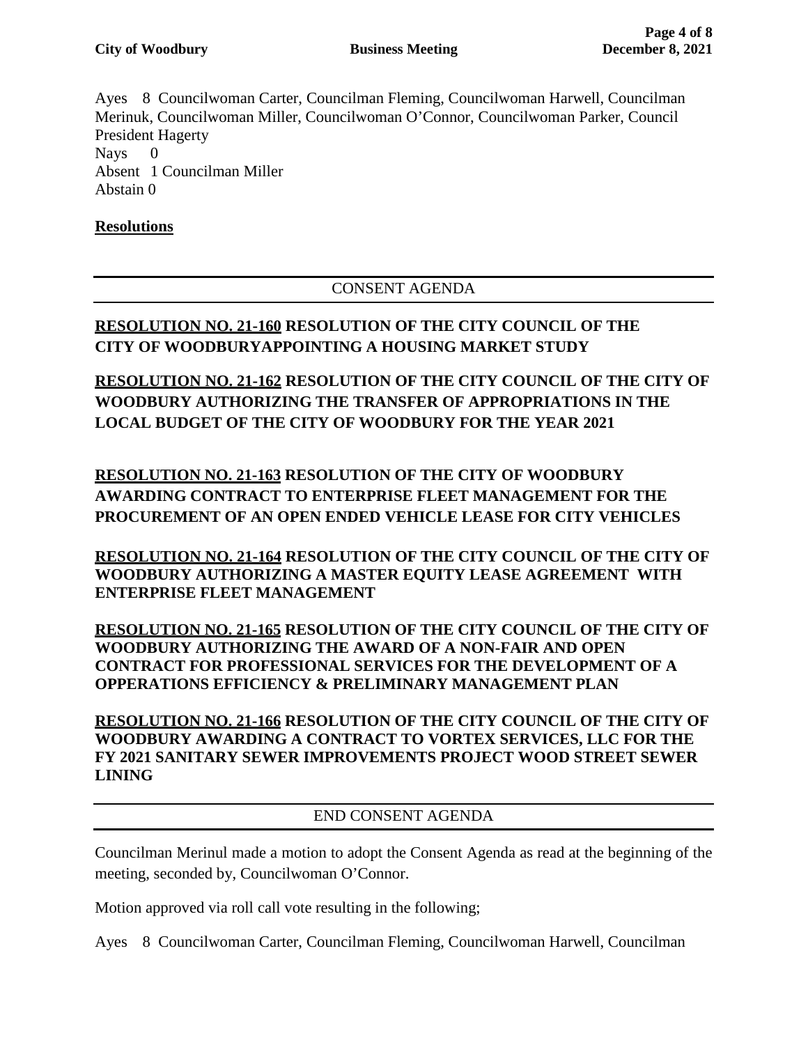Ayes 8 Councilwoman Carter, Councilman Fleming, Councilwoman Harwell, Councilman Merinuk, Councilwoman Miller, Councilwoman O'Connor, Councilwoman Parker, Council President Hagerty
Nays 0
Absent 1 Councilman Miller
Abstain 0

**Resolutions**

---

CONSENT AGENDA

---

**RESOLUTION NO. 21-160 RESOLUTION OF THE CITY COUNCIL OF THE CITY OF WOODBURYAPPOINTING A HOUSING MARKET STUDY**

**RESOLUTION NO. 21-162 RESOLUTION OF THE CITY COUNCIL OF THE CITY OF WOODBURY AUTHORIZING THE TRANSFER OF APPROPRIATIONS IN THE LOCAL BUDGET OF THE CITY OF WOODBURY FOR THE YEAR 2021**

**RESOLUTION NO. 21-163 RESOLUTION OF THE CITY OF WOODBURY AWARDING CONTRACT TO ENTERPRISE FLEET MANAGEMENT FOR THE PROCUREMENT OF AN OPEN ENDED VEHICLE LEASE FOR CITY VEHICLES**

**RESOLUTION NO. 21-164 RESOLUTION OF THE CITY COUNCIL OF THE CITY OF WOODBURY AUTHORIZING A MASTER EQUITY LEASE AGREEMENT WITH ENTERPRISE FLEET MANAGEMENT**

**RESOLUTION NO. 21-165 RESOLUTION OF THE CITY COUNCIL OF THE CITY OF WOODBURY AUTHORIZING THE AWARD OF A NON-FAIR AND OPEN CONTRACT FOR PROFESSIONAL SERVICES FOR THE DEVELOPMENT OF A OPPERATIONS EFFICIENCY & PRELIMINARY MANAGEMENT PLAN**

**RESOLUTION NO. 21-166 RESOLUTION OF THE CITY COUNCIL OF THE CITY OF WOODBURY AWARDING A CONTRACT TO VORTEX SERVICES, LLC FOR THE FY 2021 SANITARY SEWER IMPROVEMENTS PROJECT WOOD STREET SEWER LINING**

---

END CONSENT AGENDA

---

Councilman Merinul made a motion to adopt the Consent Agenda as read at the beginning of the meeting, seconded by, Councilwoman O'Connor.

Motion approved via roll call vote resulting in the following;

Ayes 8 Councilwoman Carter, Councilman Fleming, Councilwoman Harwell, Councilman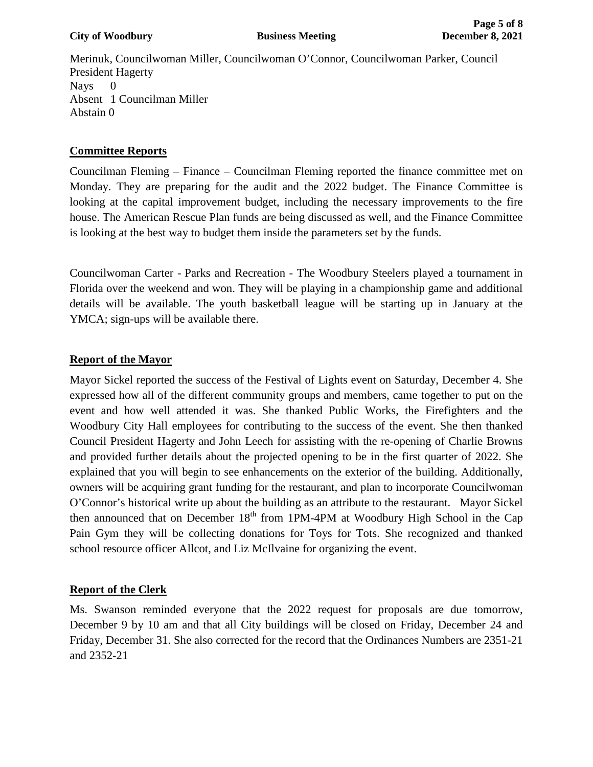Merinuk, Councilwoman Miller, Councilwoman O'Connor, Councilwoman Parker, Council President Hagerty
Nays 0
Absent 1 Councilman Miller
Abstain 0

**Committee Reports**

Councilman Fleming – Finance – Councilman Fleming reported the finance committee met on Monday. They are preparing for the audit and the 2022 budget. The Finance Committee is looking at the capital improvement budget, including the necessary improvements to the fire house. The American Rescue Plan funds are being discussed as well, and the Finance Committee is looking at the best way to budget them inside the parameters set by the funds.

Councilwoman Carter - Parks and Recreation - The Woodbury Steelers played a tournament in Florida over the weekend and won. They will be playing in a championship game and additional details will be available. The youth basketball league will be starting up in January at the YMCA; sign-ups will be available there.

**Report of the Mayor**

Mayor Sickel reported the success of the Festival of Lights event on Saturday, December 4. She expressed how all of the different community groups and members, came together to put on the event and how well attended it was. She thanked Public Works, the Firefighters and the Woodbury City Hall employees for contributing to the success of the event. She then thanked Council President Hagerty and John Leech for assisting with the re-opening of Charlie Browns and provided further details about the projected opening to be in the first quarter of 2022. She explained that you will begin to see enhancements on the exterior of the building. Additionally, owners will be acquiring grant funding for the restaurant, and plan to incorporate Councilwoman O'Connor's historical write up about the building as an attribute to the restaurant. Mayor Sickel then announced that on December 18th from 1PM-4PM at Woodbury High School in the Cap Pain Gym they will be collecting donations for Toys for Tots. She recognized and thanked school resource officer Allcot, and Liz McIlvaine for organizing the event.

**Report of the Clerk**

Ms. Swanson reminded everyone that the 2022 request for proposals are due tomorrow, December 9 by 10 am and that all City buildings will be closed on Friday, December 24 and Friday, December 31. She also corrected for the record that the Ordinances Numbers are 2351-21 and 2352-21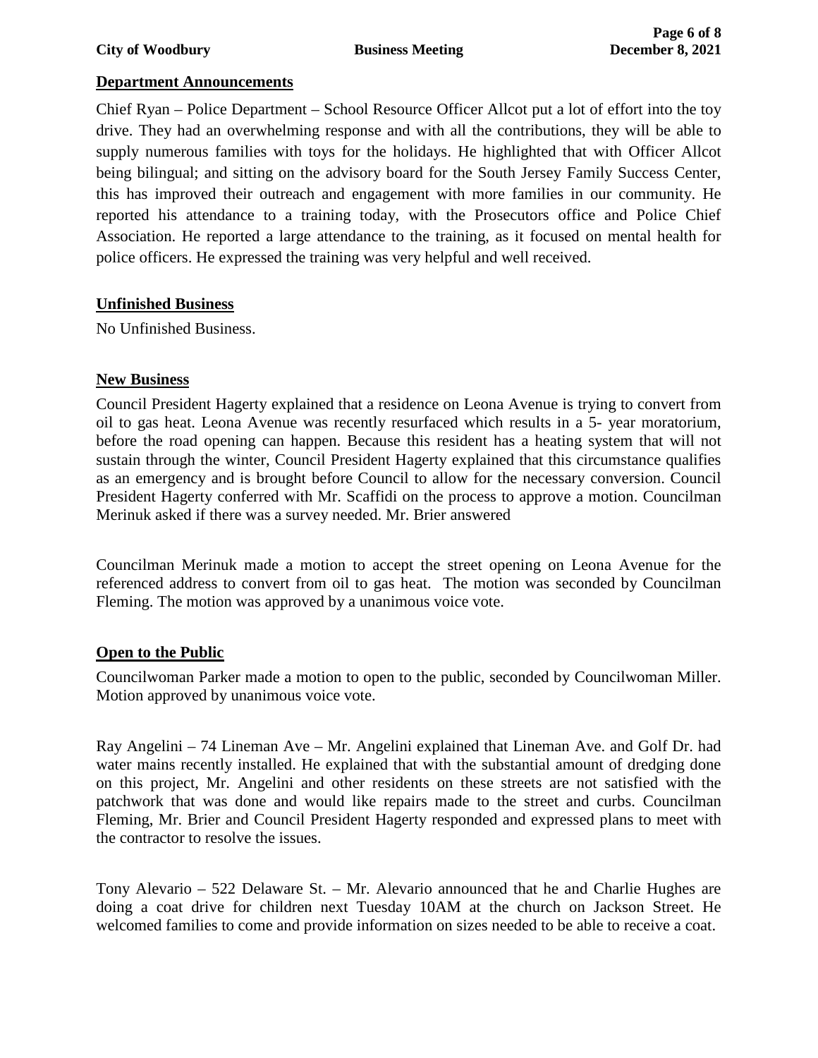## Department Announcements

Chief Ryan – Police Department – School Resource Officer Allcot put a lot of effort into the toy drive. They had an overwhelming response and with all the contributions, they will be able to supply numerous families with toys for the holidays. He highlighted that with Officer Allcot being bilingual; and sitting on the advisory board for the South Jersey Family Success Center, this has improved their outreach and engagement with more families in our community. He reported his attendance to a training today, with the Prosecutors office and Police Chief Association. He reported a large attendance to the training, as it focused on mental health for police officers. He expressed the training was very helpful and well received.

## Unfinished Business

No Unfinished Business.

## New Business

Council President Hagerty explained that a residence on Leona Avenue is trying to convert from oil to gas heat. Leona Avenue was recently resurfaced which results in a 5- year moratorium, before the road opening can happen. Because this resident has a heating system that will not sustain through the winter, Council President Hagerty explained that this circumstance qualifies as an emergency and is brought before Council to allow for the necessary conversion. Council President Hagerty conferred with Mr. Scaffidi on the process to approve a motion. Councilman Merinuk asked if there was a survey needed. Mr. Brier answered

Councilman Merinuk made a motion to accept the street opening on Leona Avenue for the referenced address to convert from oil to gas heat. The motion was seconded by Councilman Fleming. The motion was approved by a unanimous voice vote.

## Open to the Public

Councilwoman Parker made a motion to open to the public, seconded by Councilwoman Miller. Motion approved by unanimous voice vote.

Ray Angelini – 74 Lineman Ave – Mr. Angelini explained that Lineman Ave. and Golf Dr. had water mains recently installed. He explained that with the substantial amount of dredging done on this project, Mr. Angelini and other residents on these streets are not satisfied with the patchwork that was done and would like repairs made to the street and curbs. Councilman Fleming, Mr. Brier and Council President Hagerty responded and expressed plans to meet with the contractor to resolve the issues.

Tony Alevario – 522 Delaware St. – Mr. Alevario announced that he and Charlie Hughes are doing a coat drive for children next Tuesday 10AM at the church on Jackson Street. He welcomed families to come and provide information on sizes needed to be able to receive a coat.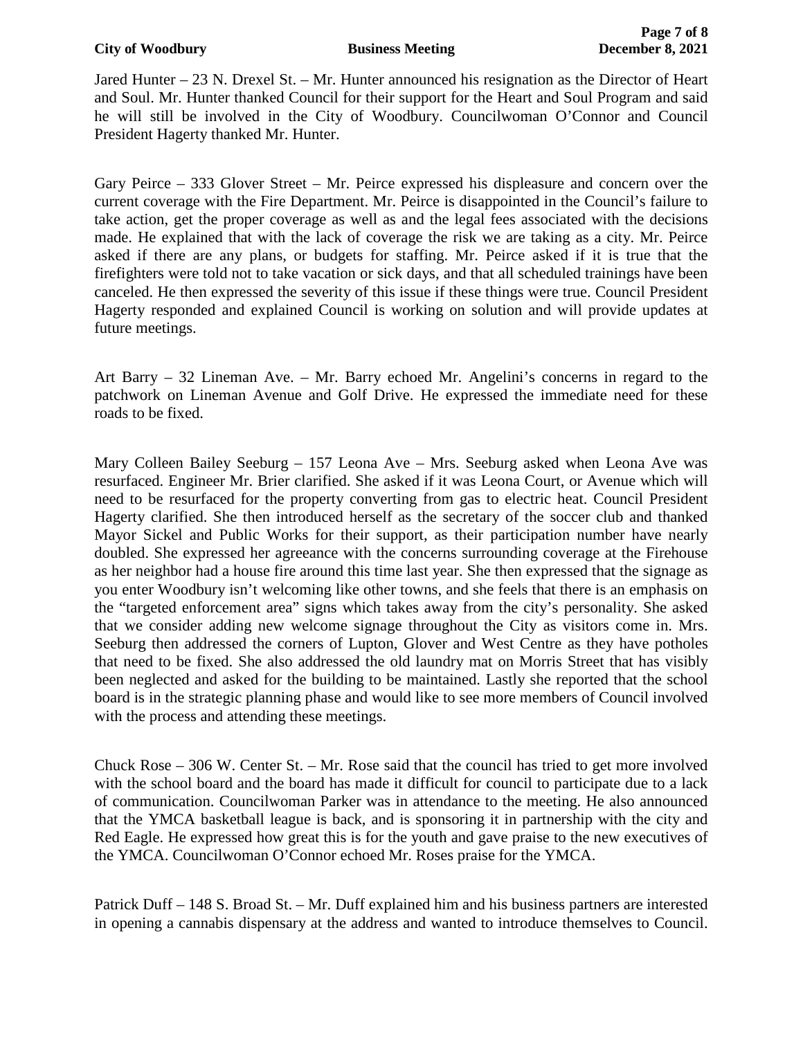Jared Hunter – 23 N. Drexel St. – Mr. Hunter announced his resignation as the Director of Heart and Soul. Mr. Hunter thanked Council for their support for the Heart and Soul Program and said he will still be involved in the City of Woodbury. Councilwoman O'Connor and Council President Hagerty thanked Mr. Hunter.

Gary Peirce – 333 Glover Street – Mr. Peirce expressed his displeasure and concern over the current coverage with the Fire Department. Mr. Peirce is disappointed in the Council's failure to take action, get the proper coverage as well as and the legal fees associated with the decisions made. He explained that with the lack of coverage the risk we are taking as a city. Mr. Peirce asked if there are any plans, or budgets for staffing. Mr. Peirce asked if it is true that the firefighters were told not to take vacation or sick days, and that all scheduled trainings have been canceled. He then expressed the severity of this issue if these things were true. Council President Hagerty responded and explained Council is working on solution and will provide updates at future meetings.

Art Barry – 32 Lineman Ave. – Mr. Barry echoed Mr. Angelini's concerns in regard to the patchwork on Lineman Avenue and Golf Drive. He expressed the immediate need for these roads to be fixed.

Mary Colleen Bailey Seeburg – 157 Leona Ave – Mrs. Seeburg asked when Leona Ave was resurfaced. Engineer Mr. Brier clarified. She asked if it was Leona Court, or Avenue which will need to be resurfaced for the property converting from gas to electric heat. Council President Hagerty clarified. She then introduced herself as the secretary of the soccer club and thanked Mayor Sickel and Public Works for their support, as their participation number have nearly doubled. She expressed her agreeance with the concerns surrounding coverage at the Firehouse as her neighbor had a house fire around this time last year. She then expressed that the signage as you enter Woodbury isn't welcoming like other towns, and she feels that there is an emphasis on the "targeted enforcement area" signs which takes away from the city's personality. She asked that we consider adding new welcome signage throughout the City as visitors come in. Mrs. Seeburg then addressed the corners of Lupton, Glover and West Centre as they have potholes that need to be fixed. She also addressed the old laundry mat on Morris Street that has visibly been neglected and asked for the building to be maintained. Lastly she reported that the school board is in the strategic planning phase and would like to see more members of Council involved with the process and attending these meetings.

Chuck Rose – 306 W. Center St. – Mr. Rose said that the council has tried to get more involved with the school board and the board has made it difficult for council to participate due to a lack of communication. Councilwoman Parker was in attendance to the meeting. He also announced that the YMCA basketball league is back, and is sponsoring it in partnership with the city and Red Eagle. He expressed how great this is for the youth and gave praise to the new executives of the YMCA. Councilwoman O'Connor echoed Mr. Roses praise for the YMCA.

Patrick Duff – 148 S. Broad St. – Mr. Duff explained him and his business partners are interested in opening a cannabis dispensary at the address and wanted to introduce themselves to Council.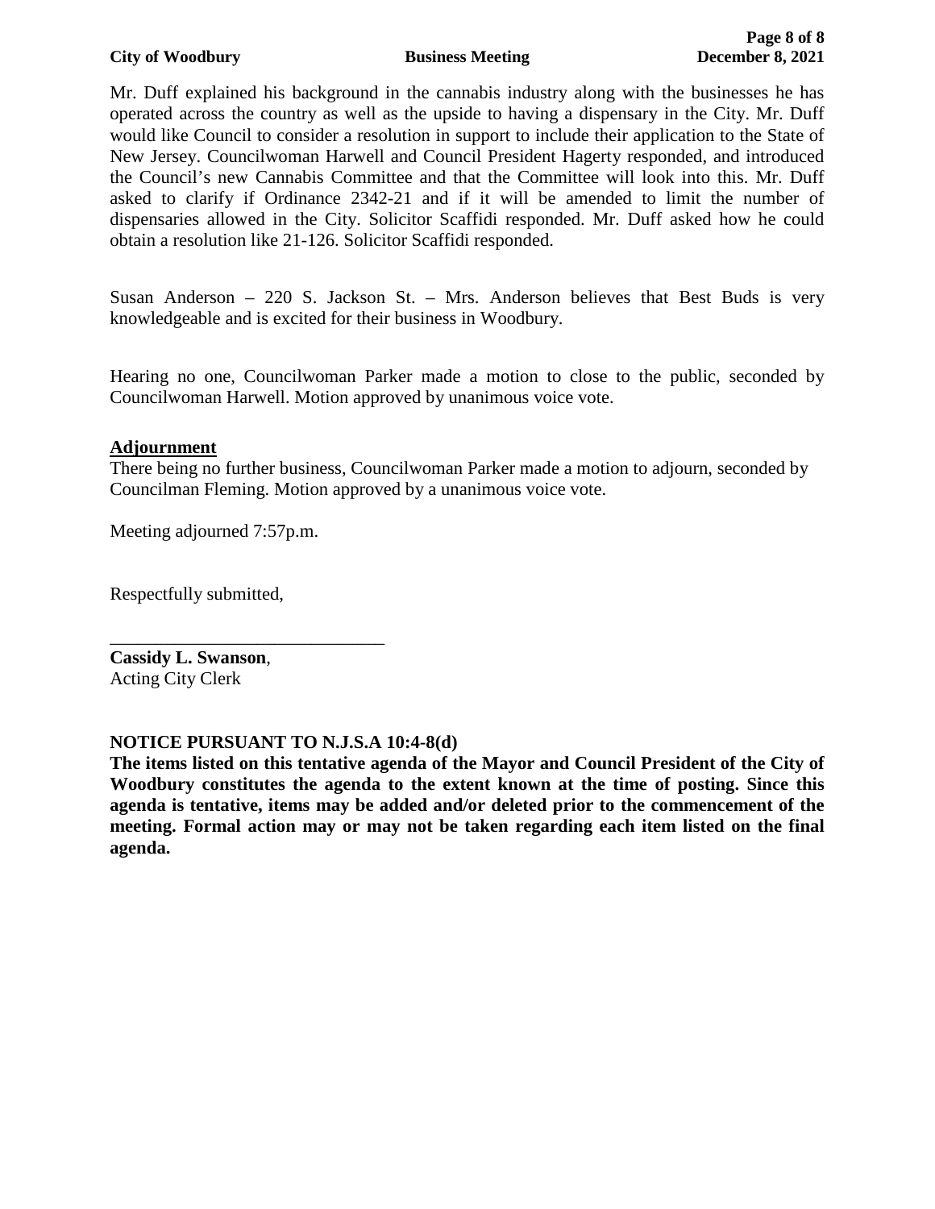Mr. Duff explained his background in the cannabis industry along with the businesses he has operated across the country as well as the upside to having a dispensary in the City. Mr. Duff would like Council to consider a resolution in support to include their application to the State of New Jersey. Councilwoman Harwell and Council President Hagerty responded, and introduced the Council's new Cannabis Committee and that the Committee will look into this. Mr. Duff asked to clarify if Ordinance 2342-21 and if it will be amended to limit the number of dispensaries allowed in the City. Solicitor Scaffidi responded. Mr. Duff asked how he could obtain a resolution like 21-126. Solicitor Scaffidi responded.

Susan Anderson – 220 S. Jackson St. – Mrs. Anderson believes that Best Buds is very knowledgeable and is excited for their business in Woodbury.

Hearing no one, Councilwoman Parker made a motion to close to the public, seconded by Councilwoman Harwell. Motion approved by unanimous voice vote.

## Adjournment

There being no further business, Councilwoman Parker made a motion to adjourn, seconded by Councilman Fleming. Motion approved by a unanimous voice vote.

Meeting adjourned 7:57p.m.

Respectfully submitted,

\_\_\_\_\_\_\_\_\_\_\_\_\_\_\_\_\_\_\_\_\_\_\_\_\_\_\_\_\_\_\_\_

**Cassidy L. Swanson**,
Acting City Clerk

**NOTICE PURSUANT TO N.J.S.A 10:4-8(d)**
**The items listed on this tentative agenda of the Mayor and Council President of the City of Woodbury constitutes the agenda to the extent known at the time of posting. Since this agenda is tentative, items may be added and/or deleted prior to the commencement of the meeting. Formal action may or may not be taken regarding each item listed on the final agenda.**